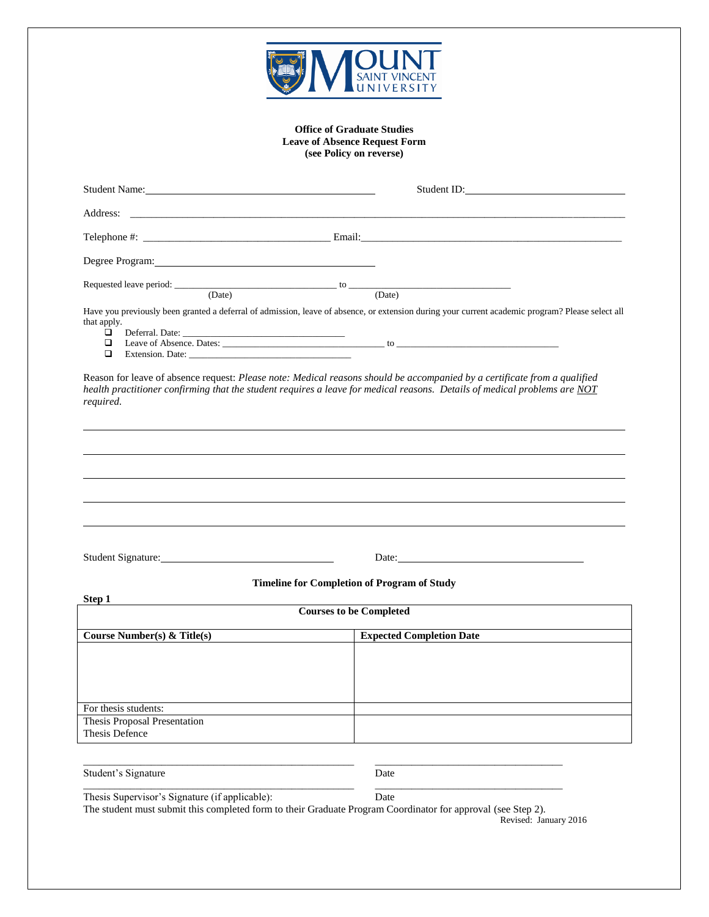**Office of Graduate Studies**
**Leave of Absence Request Form**
**(see Policy on reverse)**

Student Name: ____________________________________ Student ID: ________________________

Address: ______________________________________________________________________________

Telephone #: ____________________________ Email: ____________________________________________

Degree Program: ____________________________________

Requested leave period: ____________________________ to ____________________________
(Date) (Date)

Have you previously been granted a deferral of admission, leave of absence, or extension during your current academic program? Please select all that apply.

- ☐ Deferral. Date: ____________________________
- ☐ Leave of Absence. Dates: ____________________________ to ____________________________
- ☐ Extension. Date: ____________________________

Reason for leave of absence request: *Please note: Medical reasons should be accompanied by a certificate from a qualified health practitioner confirming that the student requires a leave for medical reasons. Details of medical problems are NOT required.*

______________________________________________________________________________

______________________________________________________________________________

______________________________________________________________________________

______________________________________________________________________________

______________________________________________________________________________

Student Signature: ____________________________ Date: ____________________________

**Timeline for Completion of Program of Study**

**Step 1**

| **Courses to be Completed** | |
|---|---|
| **Course Number(s) & Title(s)** | **Expected Completion Date** |
| | |
| For thesis students: | |
| Thesis Proposal Presentation<br>Thesis Defence | |

____________________________________ ____________________________
Student's Signature Date

____________________________________ ____________________________
Thesis Supervisor's Signature (if applicable): Date

The student must submit this completed form to their Graduate Program Coordinator for approval (see Step 2).

Revised: January 2016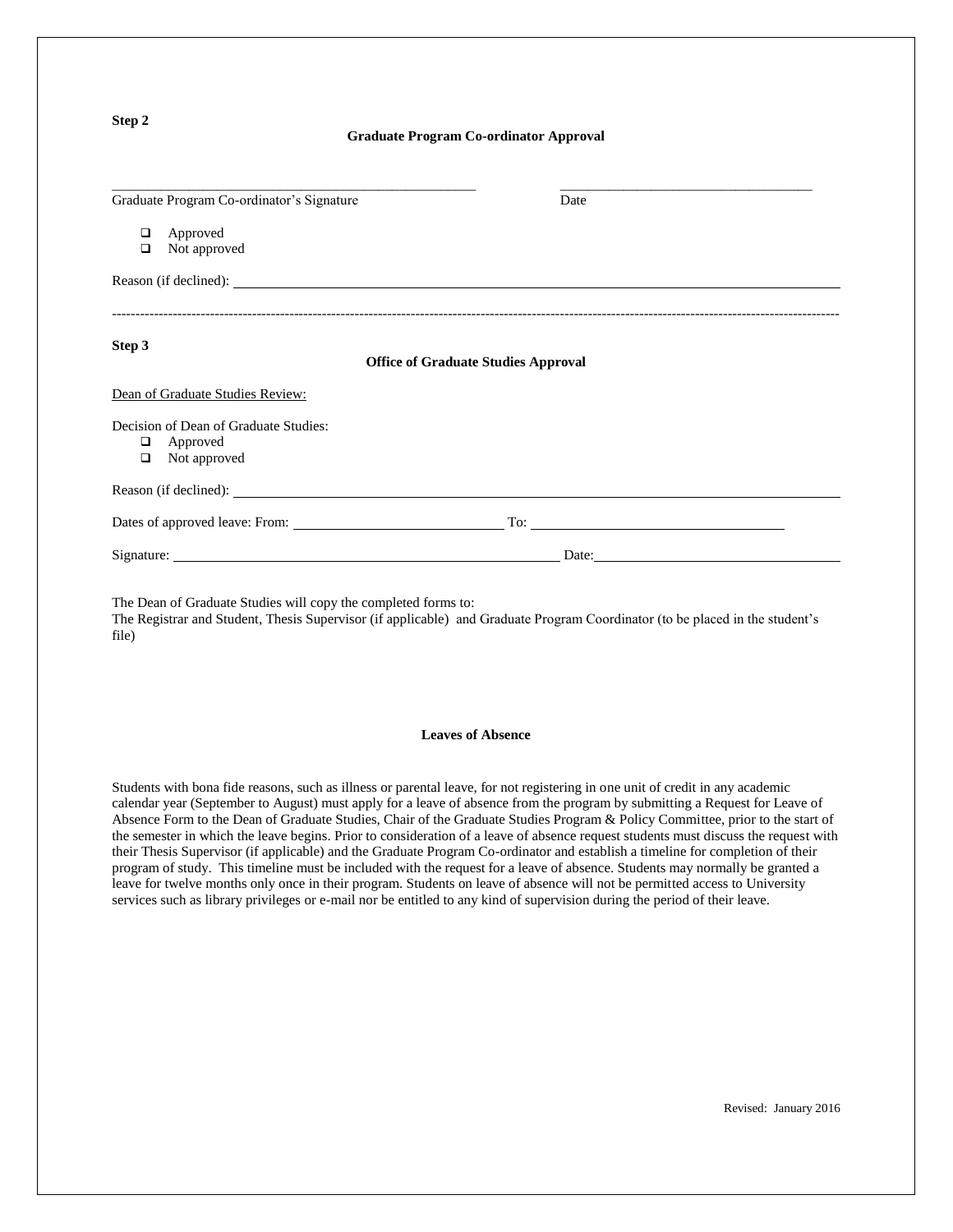**Step 2**

**Graduate Program Co-ordinator Approval**

\_\_\_\_\_\_\_\_\_\_\_\_\_\_\_\_\_\_\_\_\_\_\_\_\_\_\_\_\_\_\_\_\_\_\_\_\_\_\_\_\_\_\_\_\_\_\_\_\_ \_\_\_\_\_\_\_\_\_\_\_\_\_\_\_\_\_\_\_\_\_\_\_\_\_\_\_\_\_\_\_\_\_\_\_\_

Graduate Program Co-ordinator's Signature Date

- ❑ Approved
- ❑ Not approved

Reason (if declined): \_\_\_\_\_\_\_\_\_\_\_\_\_\_\_\_\_\_\_\_\_\_\_\_\_\_\_\_\_\_\_\_\_\_\_\_\_\_\_\_\_\_\_\_\_\_\_\_\_\_\_\_\_\_\_\_\_\_\_\_\_\_\_\_\_\_\_\_\_\_\_\_\_\_\_\_\_\_

---

**Step 3**

**Office of Graduate Studies Approval**

Dean of Graduate Studies Review:

Decision of Dean of Graduate Studies:

- ❑ Approved
- ❑ Not approved

Reason (if declined): \_\_\_\_\_\_\_\_\_\_\_\_\_\_\_\_\_\_\_\_\_\_\_\_\_\_\_\_\_\_\_\_\_\_\_\_\_\_\_\_\_\_\_\_\_\_\_\_\_\_\_\_\_\_\_\_\_\_\_\_\_\_\_\_\_\_\_\_\_\_\_\_\_\_\_\_\_\_

Dates of approved leave: From: \_\_\_\_\_\_\_\_\_\_\_\_\_\_\_\_\_\_\_\_\_\_\_\_\_\_\_\_ To: \_\_\_\_\_\_\_\_\_\_\_\_\_\_\_\_\_\_\_\_\_\_\_\_\_\_\_\_\_\_\_\_\_\_\_\_

Signature: \_\_\_\_\_\_\_\_\_\_\_\_\_\_\_\_\_\_\_\_\_\_\_\_\_\_\_\_\_\_\_\_\_\_\_\_\_\_\_\_\_\_\_\_\_\_\_\_\_\_\_\_\_\_\_\_\_ Date: \_\_\_\_\_\_\_\_\_\_\_\_\_\_\_\_\_\_\_\_\_\_\_\_\_\_\_\_\_\_\_\_\_\_\_\_

The Dean of Graduate Studies will copy the completed forms to:
The Registrar and Student, Thesis Supervisor (if applicable) and Graduate Program Coordinator (to be placed in the student's file)

**Leaves of Absence**

Students with bona fide reasons, such as illness or parental leave, for not registering in one unit of credit in any academic calendar year (September to August) must apply for a leave of absence from the program by submitting a Request for Leave of Absence Form to the Dean of Graduate Studies, Chair of the Graduate Studies Program & Policy Committee, prior to the start of the semester in which the leave begins. Prior to consideration of a leave of absence request students must discuss the request with their Thesis Supervisor (if applicable) and the Graduate Program Co-ordinator and establish a timeline for completion of their program of study. This timeline must be included with the request for a leave of absence. Students may normally be granted a leave for twelve months only once in their program. Students on leave of absence will not be permitted access to University services such as library privileges or e-mail nor be entitled to any kind of supervision during the period of their leave.

Revised: January 2016